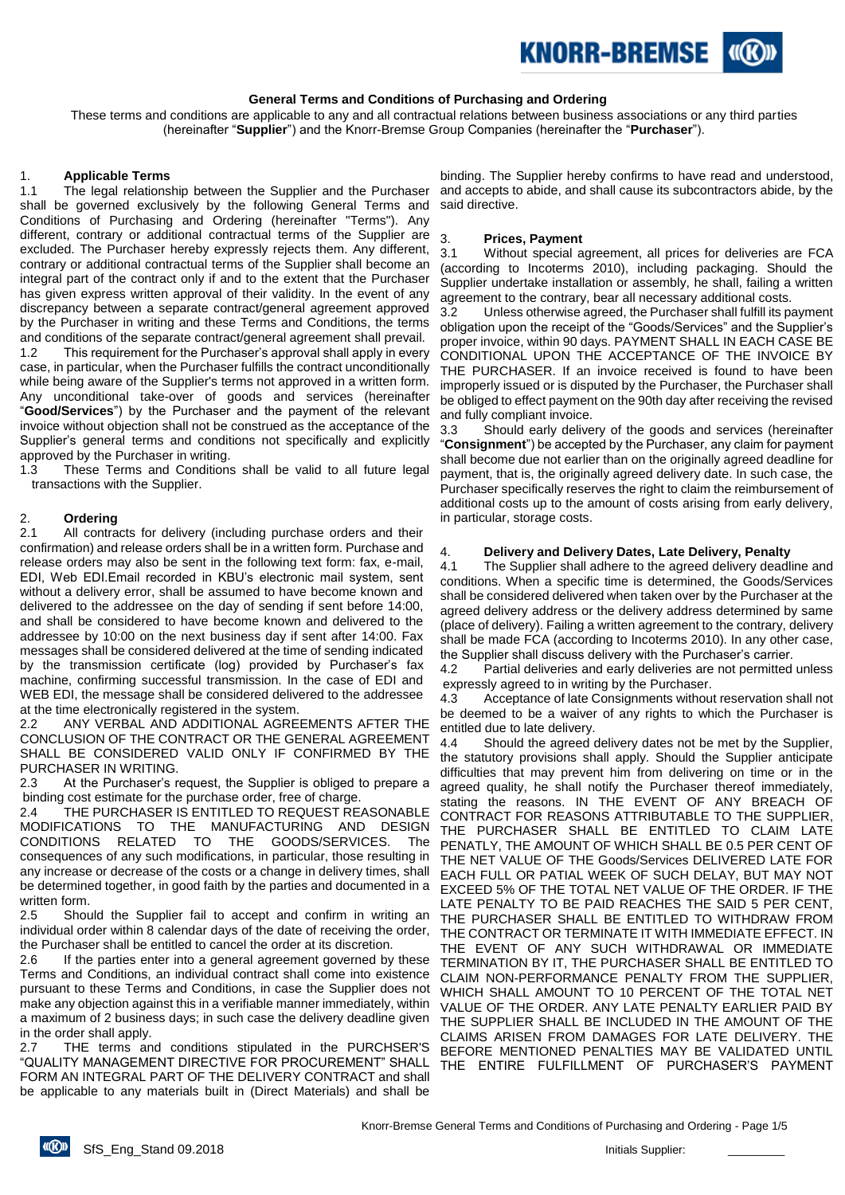## General Terms and Conditions of Purchasing and Ordering

These terms and conditions are applicable to any and all contractual relations between business associations or any third parties (hereinafter "**Supplier**") and the Knorr-Bremse Group Companies (hereinafter the "**Purchaser**").

### 1. Applicable Terms

1.1 The legal relationship between the Supplier and the Purchaser shall be governed exclusively by the following General Terms and Conditions of Purchasing and Ordering (hereinafter "Terms"). Any different, contrary or additional contractual terms of the Supplier are excluded. The Purchaser hereby expressly rejects them. Any different, contrary or additional contractual terms of the Supplier shall become an integral part of the contract only if and to the extent that the Purchaser has given express written approval of their validity. In the event of any discrepancy between a separate contract/general agreement approved by the Purchaser in writing and these Terms and Conditions, the terms and conditions of the separate contract/general agreement shall prevail.

1.2 This requirement for the Purchaser's approval shall apply in every case, in particular, when the Purchaser fulfills the contract unconditionally while being aware of the Supplier's terms not approved in a written form. Any unconditional take-over of goods and services (hereinafter "**Good/Services**") by the Purchaser and the payment of the relevant invoice without objection shall not be construed as the acceptance of the Supplier's general terms and conditions not specifically and explicitly approved by the Purchaser in writing.

1.3 These Terms and Conditions shall be valid to all future legal transactions with the Supplier.

### 2. Ordering

2.1 All contracts for delivery (including purchase orders and their confirmation) and release orders shall be in a written form. Purchase and release orders may also be sent in the following text form: fax, e-mail, EDI, Web EDI.Email recorded in KBU's electronic mail system, sent without a delivery error, shall be assumed to have become known and delivered to the addressee on the day of sending if sent before 14:00, and shall be considered to have become known and delivered to the addressee by 10:00 on the next business day if sent after 14:00. Fax messages shall be considered delivered at the time of sending indicated by the transmission certificate (log) provided by Purchaser's fax machine, confirming successful transmission. In the case of EDI and WEB EDI, the message shall be considered delivered to the addressee at the time electronically registered in the system.

2.2 ANY VERBAL AND ADDITIONAL AGREEMENTS AFTER THE CONCLUSION OF THE CONTRACT OR THE GENERAL AGREEMENT SHALL BE CONSIDERED VALID ONLY IF CONFIRMED BY THE PURCHASER IN WRITING.

2.3 At the Purchaser's request, the Supplier is obliged to prepare a binding cost estimate for the purchase order, free of charge.

2.4 THE PURCHASER IS ENTITLED TO REQUEST REASONABLE MODIFICATIONS TO THE MANUFACTURING AND DESIGN CONDITIONS RELATED TO THE GOODS/SERVICES. The consequences of any such modifications, in particular, those resulting in any increase or decrease of the costs or a change in delivery times, shall be determined together, in good faith by the parties and documented in a written form.

2.5 Should the Supplier fail to accept and confirm in writing an individual order within 8 calendar days of the date of receiving the order, the Purchaser shall be entitled to cancel the order at its discretion.

2.6 If the parties enter into a general agreement governed by these Terms and Conditions, an individual contract shall come into existence pursuant to these Terms and Conditions, in case the Supplier does not make any objection against this in a verifiable manner immediately, within a maximum of 2 business days; in such case the delivery deadline given in the order shall apply.

2.7 THE terms and conditions stipulated in the PURCHSER'S "QUALITY MANAGEMENT DIRECTIVE FOR PROCUREMENT" SHALL FORM AN INTEGRAL PART OF THE DELIVERY CONTRACT and shall be applicable to any materials built in (Direct Materials) and shall be binding. The Supplier hereby confirms to have read and understood, and accepts to abide, and shall cause its subcontractors abide, by the said directive.

### 3. Prices, Payment

3.1 Without special agreement, all prices for deliveries are FCA (according to Incoterms 2010), including packaging. Should the Supplier undertake installation or assembly, he shall, failing a written agreement to the contrary, bear all necessary additional costs.

3.2 Unless otherwise agreed, the Purchaser shall fulfill its payment obligation upon the receipt of the "Goods/Services" and the Supplier's proper invoice, within 90 days. PAYMENT SHALL IN EACH CASE BE CONDITIONAL UPON THE ACCEPTANCE OF THE INVOICE BY THE PURCHASER. If an invoice received is found to have been improperly issued or is disputed by the Purchaser, the Purchaser shall be obliged to effect payment on the 90th day after receiving the revised and fully compliant invoice.

3.3 Should early delivery of the goods and services (hereinafter "**Consignment**") be accepted by the Purchaser, any claim for payment shall become due not earlier than on the originally agreed deadline for payment, that is, the originally agreed delivery date. In such case, the Purchaser specifically reserves the right to claim the reimbursement of additional costs up to the amount of costs arising from early delivery, in particular, storage costs.

### 4. Delivery and Delivery Dates, Late Delivery, Penalty

4.1 The Supplier shall adhere to the agreed delivery deadline and conditions. When a specific time is determined, the Goods/Services shall be considered delivered when taken over by the Purchaser at the agreed delivery address or the delivery address determined by same (place of delivery). Failing a written agreement to the contrary, delivery shall be made FCA (according to Incoterms 2010). In any other case, the Supplier shall discuss delivery with the Purchaser's carrier.

4.2 Partial deliveries and early deliveries are not permitted unless expressly agreed to in writing by the Purchaser.

4.3 Acceptance of late Consignments without reservation shall not be deemed to be a waiver of any rights to which the Purchaser is entitled due to late delivery.

4.4 Should the agreed delivery dates not be met by the Supplier, the statutory provisions shall apply. Should the Supplier anticipate difficulties that may prevent him from delivering on time or in the agreed quality, he shall notify the Purchaser thereof immediately, stating the reasons. IN THE EVENT OF ANY BREACH OF CONTRACT FOR REASONS ATTRIBUTABLE TO THE SUPPLIER, THE PURCHASER SHALL BE ENTITLED TO CLAIM LATE PENALTY, THE AMOUNT OF WHICH SHALL BE 0.5 PER CENT OF THE NET VALUE OF THE Goods/Services DELIVERED LATE FOR EACH FULL OR PATIAL WEEK OF SUCH DELAY, BUT MAY NOT EXCEED 5% OF THE TOTAL NET VALUE OF THE ORDER. IF THE LATE PENALTY TO BE PAID REACHES THE SAID 5 PER CENT, THE PURCHASER SHALL BE ENTITLED TO WITHDRAW FROM THE CONTRACT OR TERMINATE IT WITH IMMEDIATE EFFECT. IN THE EVENT OF ANY SUCH WITHDRAWAL OR IMMEDIATE TERMINATION BY IT, THE PURCHASER SHALL BE ENTITLED TO CLAIM NON-PERFORMANCE PENALTY FROM THE SUPPLIER, WHICH SHALL AMOUNT TO 10 PERCENT OF THE TOTAL NET VALUE OF THE ORDER. ANY LATE PENALTY EARLIER PAID BY THE SUPPLIER SHALL BE INCLUDED IN THE AMOUNT OF THE CLAIMS ARISEN FROM DAMAGES FOR LATE DELIVERY. THE BEFORE MENTIONED PENALTIES MAY BE VALIDATED UNTIL THE ENTIRE FULFILLMENT OF PURCHASER'S PAYMENT

Initials Supplier: \_\_\_\_\_\_\_\_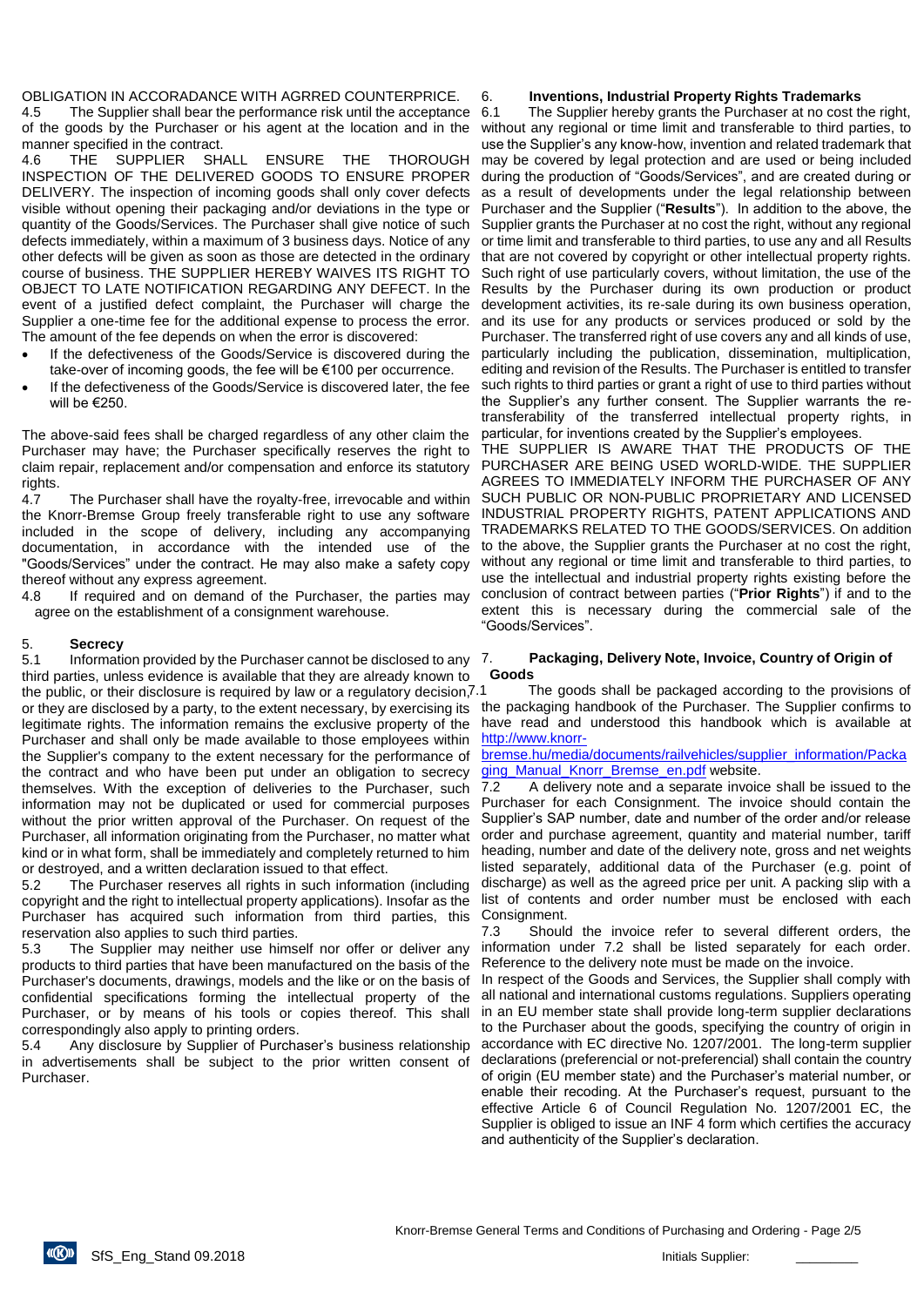OBLIGATION IN ACCORADANCE WITH AGRRED COUNTERPRICE.

4.5 The Supplier shall bear the performance risk until the acceptance of the goods by the Purchaser or his agent at the location and in the manner specified in the contract.

4.6 THE SUPPLIER SHALL ENSURE THE THOROUGH INSPECTION OF THE DELIVERED GOODS TO ENSURE PROPER DELIVERY. The inspection of incoming goods shall only cover defects visible without opening their packaging and/or deviations in the type or quantity of the Goods/Services. The Purchaser shall give notice of such defects immediately, within a maximum of 3 business days. Notice of any other defects will be given as soon as those are detected in the ordinary course of business. THE SUPPLIER HEREBY WAIVES ITS RIGHT TO OBJECT TO LATE NOTIFICATION REGARDING ANY DEFECT. In the event of a justified defect complaint, the Purchaser will charge the Supplier a one-time fee for the additional expense to process the error. The amount of the fee depends on when the error is discovered:

- If the defectiveness of the Goods/Service is discovered during the take-over of incoming goods, the fee will be €100 per occurrence.
- If the defectiveness of the Goods/Service is discovered later, the fee will be €250.

The above-said fees shall be charged regardless of any other claim the Purchaser may have; the Purchaser specifically reserves the right to claim repair, replacement and/or compensation and enforce its statutory rights.

4.7 The Purchaser shall have the royalty-free, irrevocable and within the Knorr-Bremse Group freely transferable right to use any software included in the scope of delivery, including any accompanying documentation, in accordance with the intended use of the "Goods/Services" under the contract. He may also make a safety copy thereof without any express agreement.

4.8 If required and on demand of the Purchaser, the parties may agree on the establishment of a consignment warehouse.

## 5. Secrecy

5.1 Information provided by the Purchaser cannot be disclosed to any third parties, unless evidence is available that they are already known to the public, or their disclosure is required by law or a regulatory decision, or they are disclosed by a party, to the extent necessary, by exercising its legitimate rights. The information remains the exclusive property of the Purchaser and shall only be made available to those employees within the Supplier's company to the extent necessary for the performance of the contract and who have been put under an obligation to secrecy themselves. With the exception of deliveries to the Purchaser, such information may not be duplicated or used for commercial purposes without the prior written approval of the Purchaser. On request of the Purchaser, all information originating from the Purchaser, no matter what kind or in what form, shall be immediately and completely returned to him or destroyed, and a written declaration issued to that effect.

5.2 The Purchaser reserves all rights in such information (including copyright and the right to intellectual property applications). Insofar as the Purchaser has acquired such information from third parties, this reservation also applies to such third parties.

5.3 The Supplier may neither use himself nor offer or deliver any products to third parties that have been manufactured on the basis of the Purchaser's documents, drawings, models and the like or on the basis of confidential specifications forming the intellectual property of the Purchaser, or by means of his tools or copies thereof. This shall correspondingly also apply to printing orders.

5.4 Any disclosure by Supplier of Purchaser's business relationship in advertisements shall be subject to the prior written consent of Purchaser.

## 6. Inventions, Industrial Property Rights Trademarks

6.1 The Supplier hereby grants the Purchaser at no cost the right, without any regional or time limit and transferable to third parties, to use the Supplier's any know-how, invention and related trademark that may be covered by legal protection and are used or being included during the production of "Goods/Services", and are created during or as a result of developments under the legal relationship between Purchaser and the Supplier ("**Results**"). In addition to the above, the Supplier grants the Purchaser at no cost the right, without any regional or time limit and transferable to third parties, to use any and all Results that are not covered by copyright or other intellectual property rights. Such right of use particularly covers, without limitation, the use of the Results by the Purchaser during its own production or product development activities, its re-sale during its own business operation, and its use for any products or services produced or sold by the Purchaser. The transferred right of use covers any and all kinds of use, particularly including the publication, dissemination, multiplication, editing and revision of the Results. The Purchaser is entitled to transfer such rights to third parties or grant a right of use to third parties without the Supplier's any further consent. The Supplier warrants the re-transferability of the transferred intellectual property rights, in particular, for inventions created by the Supplier's employees.

THE SUPPLIER IS AWARE THAT THE PRODUCTS OF THE PURCHASER ARE BEING USED WORLD-WIDE. THE SUPPLIER AGREES TO IMMEDIATELY INFORM THE PURCHASER OF ANY SUCH PUBLIC OR NON-PUBLIC PROPRIETARY AND LICENSED INDUSTRIAL PROPERTY RIGHTS, PATENT APPLICATIONS AND TRADEMARKS RELATED TO THE GOODS/SERVICES. On addition to the above, the Supplier grants the Purchaser at no cost the right, without any regional or time limit and transferable to third parties, to use the intellectual and industrial property rights existing before the conclusion of contract between parties ("**Prior Rights**") if and to the extent this is necessary during the commercial sale of the "Goods/Services".

## 7. Packaging, Delivery Note, Invoice, Country of Origin of Goods

7.1 The goods shall be packaged according to the provisions of the packaging handbook of the Purchaser. The Supplier confirms to have read and understood this handbook which is available at http://www.knorr-bremse.hu/media/documents/railvehicles/supplier_information/Packaging_Manual_Knorr_Bremse_en.pdf website.

7.2 A delivery note and a separate invoice shall be issued to the Purchaser for each Consignment. The invoice should contain the Supplier's SAP number, date and number of the order and/or release order and purchase agreement, quantity and material number, tariff heading, number and date of the delivery note, gross and net weights listed separately, additional data of the Purchaser (e.g. point of discharge) as well as the agreed price per unit. A packing slip with a list of contents and order number must be enclosed with each Consignment.

7.3 Should the invoice refer to several different orders, the information under 7.2 shall be listed separately for each order. Reference to the delivery note must be made on the invoice.

In respect of the Goods and Services, the Supplier shall comply with all national and international customs regulations. Suppliers operating in an EU member state shall provide long-term supplier declarations to the Purchaser about the goods, specifying the country of origin in accordance with EC directive No. 1207/2001. The long-term supplier declarations (preferencial or not-preferencial) shall contain the country of origin (EU member state) and the Purchaser's material number, or enable their recoding. At the Purchaser's request, pursuant to the effective Article 6 of Council Regulation No. 1207/2001 EC, the Supplier is obliged to issue an INF 4 form which certifies the accuracy and authenticity of the Supplier's declaration.

Initials Supplier: ________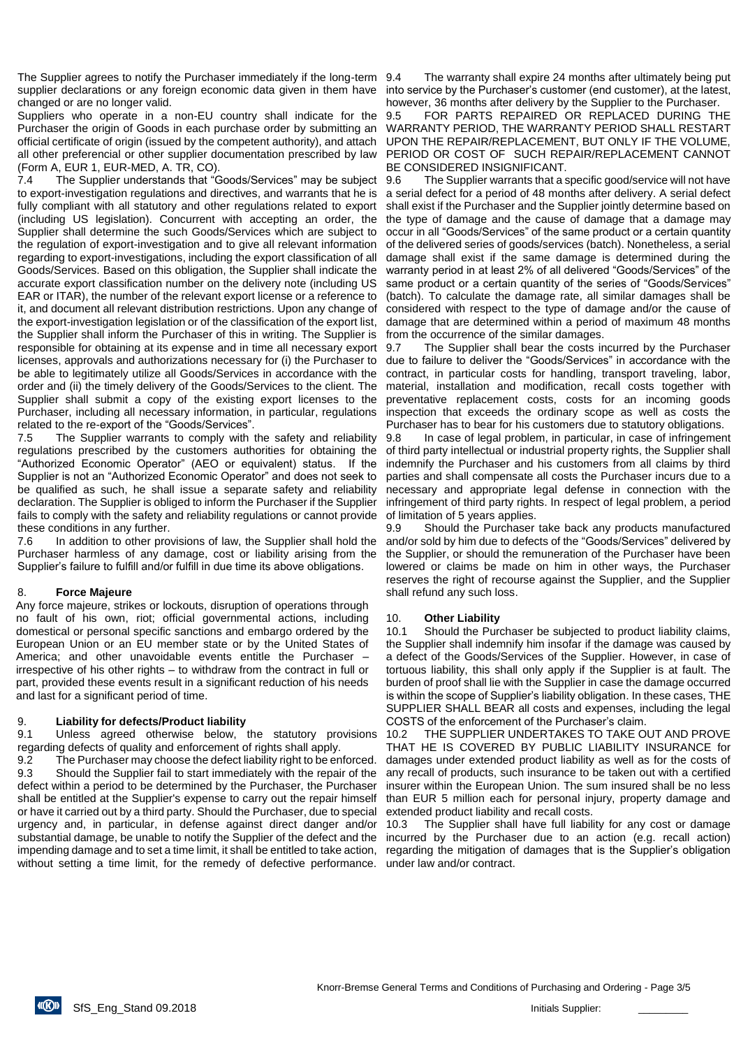The Supplier agrees to notify the Purchaser immediately if the long-term supplier declarations or any foreign economic data given in them have changed or are no longer valid.

Suppliers who operate in a non-EU country shall indicate for the Purchaser the origin of Goods in each purchase order by submitting an official certificate of origin (issued by the competent authority), and attach all other preferencial or other supplier documentation prescribed by law (Form A, EUR 1, EUR-MED, A. TR, CO).

7.4 The Supplier understands that "Goods/Services" may be subject to export-investigation regulations and directives, and warrants that he is fully compliant with all statutory and other regulations related to export (including US legislation). Concurrent with accepting an order, the Supplier shall determine the such Goods/Services which are subject to the regulation of export-investigation and to give all relevant information regarding to export-investigations, including the export classification of all Goods/Services. Based on this obligation, the Supplier shall indicate the accurate export classification number on the delivery note (including US EAR or ITAR), the number of the relevant export license or a reference to it, and document all relevant distribution restrictions. Upon any change of the export-investigation legislation or of the classification of the export list, the Supplier shall inform the Purchaser of this in writing. The Supplier is responsible for obtaining at its expense and in time all necessary export licenses, approvals and authorizations necessary for (i) the Purchaser to be able to legitimately utilize all Goods/Services in accordance with the order and (ii) the timely delivery of the Goods/Services to the client. The Supplier shall submit a copy of the existing export licenses to the Purchaser, including all necessary information, in particular, regulations related to the re-export of the "Goods/Services".

7.5 The Supplier warrants to comply with the safety and reliability regulations prescribed by the customers authorities for obtaining the "Authorized Economic Operator" (AEO or equivalent) status. If the Supplier is not an "Authorized Economic Operator" and does not seek to be qualified as such, he shall issue a separate safety and reliability declaration. The Supplier is obliged to inform the Purchaser if the Supplier fails to comply with the safety and reliability regulations or cannot provide these conditions in any further.

7.6 In addition to other provisions of law, the Supplier shall hold the Purchaser harmless of any damage, cost or liability arising from the Supplier's failure to fulfill and/or fulfill in due time its above obligations.

## 8. Force Majeure

Any force majeure, strikes or lockouts, disruption of operations through no fault of his own, riot; official governmental actions, including domestical or personal specific sanctions and embargo ordered by the European Union or an EU member state or by the United States of America; and other unavoidable events entitle the Purchaser – irrespective of his other rights – to withdraw from the contract in full or part, provided these events result in a significant reduction of his needs and last for a significant period of time.

## 9. Liability for defects/Product liability

9.1 Unless agreed otherwise below, the statutory provisions regarding defects of quality and enforcement of rights shall apply.

9.2 The Purchaser may choose the defect liability right to be enforced.

9.3 Should the Supplier fail to start immediately with the repair of the defect within a period to be determined by the Purchaser, the Purchaser shall be entitled at the Supplier's expense to carry out the repair himself or have it carried out by a third party. Should the Purchaser, due to special urgency and, in particular, in defense against direct danger and/or substantial damage, be unable to notify the Supplier of the defect and the impending damage and to set a time limit, it shall be entitled to take action, without setting a time limit, for the remedy of defective performance.

9.4 The warranty shall expire 24 months after ultimately being put into service by the Purchaser's customer (end customer), at the latest, however, 36 months after delivery by the Supplier to the Purchaser.

9.5 FOR PARTS REPAIRED OR REPLACED DURING THE WARRANTY PERIOD, THE WARRANTY PERIOD SHALL RESTART UPON THE REPAIR/REPLACEMENT, BUT ONLY IF THE VOLUME, PERIOD OR COST OF SUCH REPAIR/REPLACEMENT CANNOT BE CONSIDERED INSIGNIFICANT.

9.6 The Supplier warrants that a specific good/service will not have a serial defect for a period of 48 months after delivery. A serial defect shall exist if the Purchaser and the Supplier jointly determine based on the type of damage and the cause of damage that a damage may occur in all "Goods/Services" of the same product or a certain quantity of the delivered series of goods/services (batch). Nonetheless, a serial damage shall exist if the same damage is determined during the warranty period in at least 2% of all delivered "Goods/Services" of the same product or a certain quantity of the series of "Goods/Services" (batch). To calculate the damage rate, all similar damages shall be considered with respect to the type of damage and/or the cause of damage that are determined within a period of maximum 48 months from the occurrence of the similar damages.

9.7 The Supplier shall bear the costs incurred by the Purchaser due to failure to deliver the "Goods/Services" in accordance with the contract, in particular costs for handling, transport traveling, labor, material, installation and modification, recall costs together with preventative replacement costs, costs for an incoming goods inspection that exceeds the ordinary scope as well as costs the Purchaser has to bear for his customers due to statutory obligations.

9.8 In case of legal problem, in particular, in case of infringement of third party intellectual or industrial property rights, the Supplier shall indemnify the Purchaser and his customers from all claims by third parties and shall compensate all costs the Purchaser incurs due to a necessary and appropriate legal defense in connection with the infringement of third party rights. In respect of legal problem, a period of limitation of 5 years applies.

9.9 Should the Purchaser take back any products manufactured and/or sold by him due to defects of the "Goods/Services" delivered by the Supplier, or should the remuneration of the Purchaser have been lowered or claims be made on him in other ways, the Purchaser reserves the right of recourse against the Supplier, and the Supplier shall refund any such loss.

## 10. Other Liability

10.1 Should the Purchaser be subjected to product liability claims, the Supplier shall indemnify him insofar if the damage was caused by a defect of the Goods/Services of the Supplier. However, in case of tortuous liability, this shall only apply if the Supplier is at fault. The burden of proof shall lie with the Supplier in case the damage occurred is within the scope of Supplier's liability obligation. In these cases, THE SUPPLIER SHALL BEAR all costs and expenses, including the legal COSTS of the enforcement of the Purchaser's claim.

10.2 THE SUPPLIER UNDERTAKES TO TAKE OUT AND PROVE THAT HE IS COVERED BY PUBLIC LIABILITY INSURANCE for damages under extended product liability as well as for the costs of any recall of products, such insurance to be taken out with a certified insurer within the European Union. The sum insured shall be no less than EUR 5 million each for personal injury, property damage and extended product liability and recall costs.

10.3 The Supplier shall have full liability for any cost or damage incurred by the Purchaser due to an action (e.g. recall action) regarding the mitigation of damages that is the Supplier's obligation under law and/or contract.

Initials Supplier: \_\_\_\_\_\_\_\_\_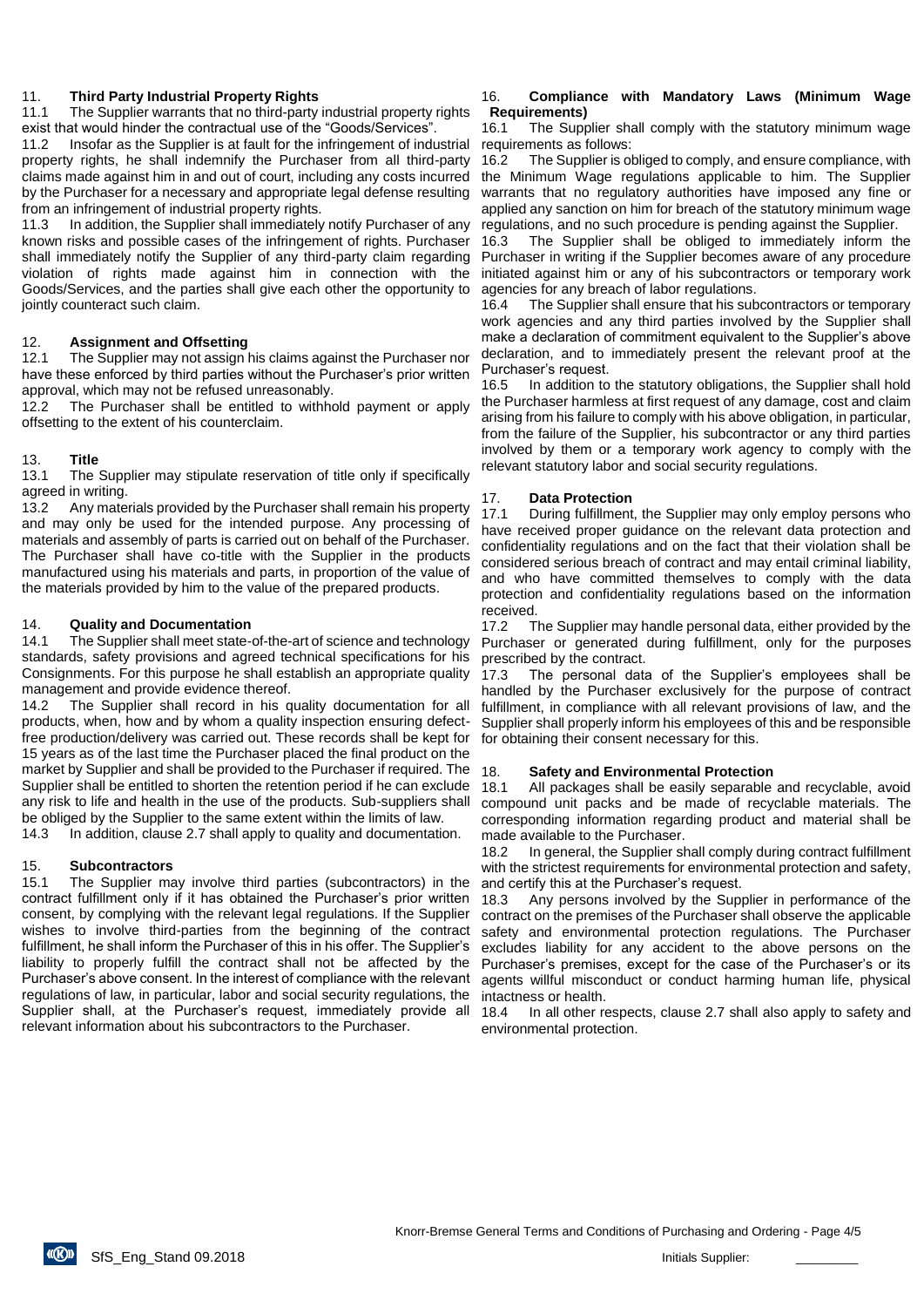## 11. Third Party Industrial Property Rights

11.1 The Supplier warrants that no third-party industrial property rights exist that would hinder the contractual use of the "Goods/Services".

11.2 Insofar as the Supplier is at fault for the infringement of industrial property rights, he shall indemnify the Purchaser from all third-party claims made against him in and out of court, including any costs incurred by the Purchaser for a necessary and appropriate legal defense resulting from an infringement of industrial property rights.

11.3 In addition, the Supplier shall immediately notify Purchaser of any known risks and possible cases of the infringement of rights. Purchaser shall immediately notify the Supplier of any third-party claim regarding violation of rights made against him in connection with the Goods/Services, and the parties shall give each other the opportunity to jointly counteract such claim.

## 12. Assignment and Offsetting

12.1 The Supplier may not assign his claims against the Purchaser nor have these enforced by third parties without the Purchaser's prior written approval, which may not be refused unreasonably.

12.2 The Purchaser shall be entitled to withhold payment or apply offsetting to the extent of his counterclaim.

## 13. Title

13.1 The Supplier may stipulate reservation of title only if specifically agreed in writing.

13.2 Any materials provided by the Purchaser shall remain his property and may only be used for the intended purpose. Any processing of materials and assembly of parts is carried out on behalf of the Purchaser. The Purchaser shall have co-title with the Supplier in the products manufactured using his materials and parts, in proportion of the value of the materials provided by him to the value of the prepared products.

## 14. Quality and Documentation

14.1 The Supplier shall meet state-of-the-art of science and technology standards, safety provisions and agreed technical specifications for his Consignments. For this purpose he shall establish an appropriate quality management and provide evidence thereof.

14.2 The Supplier shall record in his quality documentation for all products, when, how and by whom a quality inspection ensuring defect-free production/delivery was carried out. These records shall be kept for 15 years as of the last time the Purchaser placed the final product on the market by Supplier and shall be provided to the Purchaser if required. The Supplier shall be entitled to shorten the retention period if he can exclude any risk to life and health in the use of the products. Sub-suppliers shall be obliged by the Supplier to the same extent within the limits of law.

14.3 In addition, clause 2.7 shall apply to quality and documentation.

## 15. Subcontractors

15.1 The Supplier may involve third parties (subcontractors) in the contract fulfillment only if it has obtained the Purchaser's prior written consent, by complying with the relevant legal regulations. If the Supplier wishes to involve third-parties from the beginning of the contract fulfillment, he shall inform the Purchaser of this in his offer. The Supplier's liability to properly fulfill the contract shall not be affected by the Purchaser's above consent. In the interest of compliance with the relevant regulations of law, in particular, labor and social security regulations, the Supplier shall, at the Purchaser's request, immediately provide all relevant information about his subcontractors to the Purchaser.

## 16. Compliance with Mandatory Laws (Minimum Wage Requirements)

16.1 The Supplier shall comply with the statutory minimum wage requirements as follows:

16.2 The Supplier is obliged to comply, and ensure compliance, with the Minimum Wage regulations applicable to him. The Supplier warrants that no regulatory authorities have imposed any fine or applied any sanction on him for breach of the statutory minimum wage regulations, and no such procedure is pending against the Supplier.

16.3 The Supplier shall be obliged to immediately inform the Purchaser in writing if the Supplier becomes aware of any procedure initiated against him or any of his subcontractors or temporary work agencies for any breach of labor regulations.

16.4 The Supplier shall ensure that his subcontractors or temporary work agencies and any third parties involved by the Supplier shall make a declaration of commitment equivalent to the Supplier's above declaration, and to immediately present the relevant proof at the Purchaser's request.

16.5 In addition to the statutory obligations, the Supplier shall hold the Purchaser harmless at first request of any damage, cost and claim arising from his failure to comply with his above obligation, in particular, from the failure of the Supplier, his subcontractor or any third parties involved by them or a temporary work agency to comply with the relevant statutory labor and social security regulations.

## 17. Data Protection

17.1 During fulfillment, the Supplier may only employ persons who have received proper guidance on the relevant data protection and confidentiality regulations and on the fact that their violation shall be considered serious breach of contract and may entail criminal liability, and who have committed themselves to comply with the data protection and confidentiality regulations based on the information received.

17.2 The Supplier may handle personal data, either provided by the Purchaser or generated during fulfillment, only for the purposes prescribed by the contract.

17.3 The personal data of the Supplier's employees shall be handled by the Purchaser exclusively for the purpose of contract fulfillment, in compliance with all relevant provisions of law, and the Supplier shall properly inform his employees of this and be responsible for obtaining their consent necessary for this.

## 18. Safety and Environmental Protection

18.1 All packages shall be easily separable and recyclable, avoid compound unit packs and be made of recyclable materials. The corresponding information regarding product and material shall be made available to the Purchaser.

18.2 In general, the Supplier shall comply during contract fulfillment with the strictest requirements for environmental protection and safety, and certify this at the Purchaser's request.

18.3 Any persons involved by the Supplier in performance of the contract on the premises of the Purchaser shall observe the applicable safety and environmental protection regulations. The Purchaser excludes liability for any accident to the above persons on the Purchaser's premises, except for the case of the Purchaser's or its agents willful misconduct or conduct harming human life, physical intactness or health.

18.4 In all other respects, clause 2.7 shall also apply to safety and environmental protection.

Initials Supplier: ________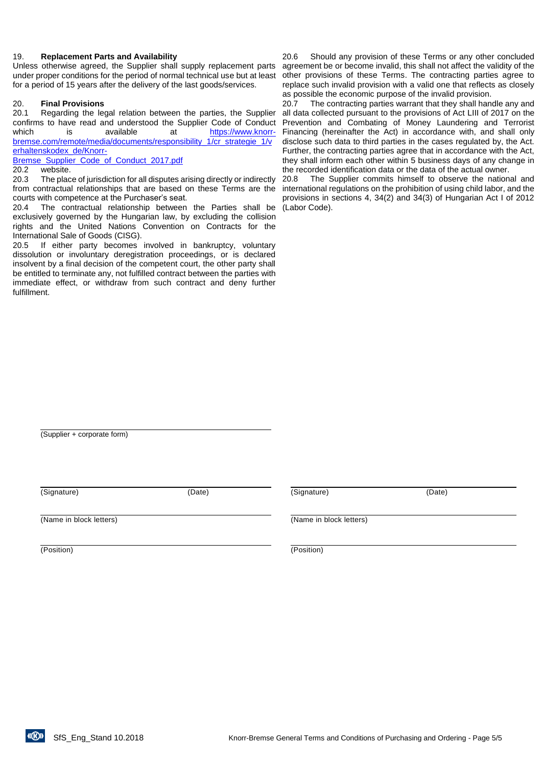## 19. Replacement Parts and Availability

Unless otherwise agreed, the Supplier shall supply replacement parts under proper conditions for the period of normal technical use but at least for a period of 15 years after the delivery of the last goods/services.

## 20. Final Provisions

20.1 Regarding the legal relation between the parties, the Supplier confirms to have read and understood the Supplier Code of Conduct which is available at https://www.knorr-bremse.com/remote/media/documents/responsibility_1/cr_strategie_1/verhaltenskodex_de/Knorr-Bremse_Supplier_Code_of_Conduct_2017.pdf

20.2 website.

20.3 The place of jurisdiction for all disputes arising directly or indirectly from contractual relationships that are based on these Terms are the courts with competence at the Purchaser's seat.

20.4 The contractual relationship between the Parties shall be exclusively governed by the Hungarian law, by excluding the collision rights and the United Nations Convention on Contracts for the International Sale of Goods (CISG).

20.5 If either party becomes involved in bankruptcy, voluntary dissolution or involuntary deregistration proceedings, or is declared insolvent by a final decision of the competent court, the other party shall be entitled to terminate any, not fulfilled contract between the parties with immediate effect, or withdraw from such contract and deny further fulfillment.

20.6 Should any provision of these Terms or any other concluded agreement be or become invalid, this shall not affect the validity of the other provisions of these Terms. The contracting parties agree to replace such invalid provision with a valid one that reflects as closely as possible the economic purpose of the invalid provision.

20.7 The contracting parties warrant that they shall handle any and all data collected pursuant to the provisions of Act LIII of 2017 on the Prevention and Combating of Money Laundering and Terrorist Financing (hereinafter the Act) in accordance with, and shall only disclose such data to third parties in the cases regulated by, the Act. Further, the contracting parties agree that in accordance with the Act, they shall inform each other within 5 business days of any change in the recorded identification data or the data of the actual owner.

20.8 The Supplier commits himself to observe the national and international regulations on the prohibition of using child labor, and the provisions in sections 4, 34(2) and 34(3) of Hungarian Act I of 2012 (Labor Code).

(Supplier + corporate form)

| | | | |
|---|---|---|---|
| (Signature) | (Date) | (Signature) | (Date) |
| (Name in block letters) | | (Name in block letters) | |
| (Position) | | (Position) | |